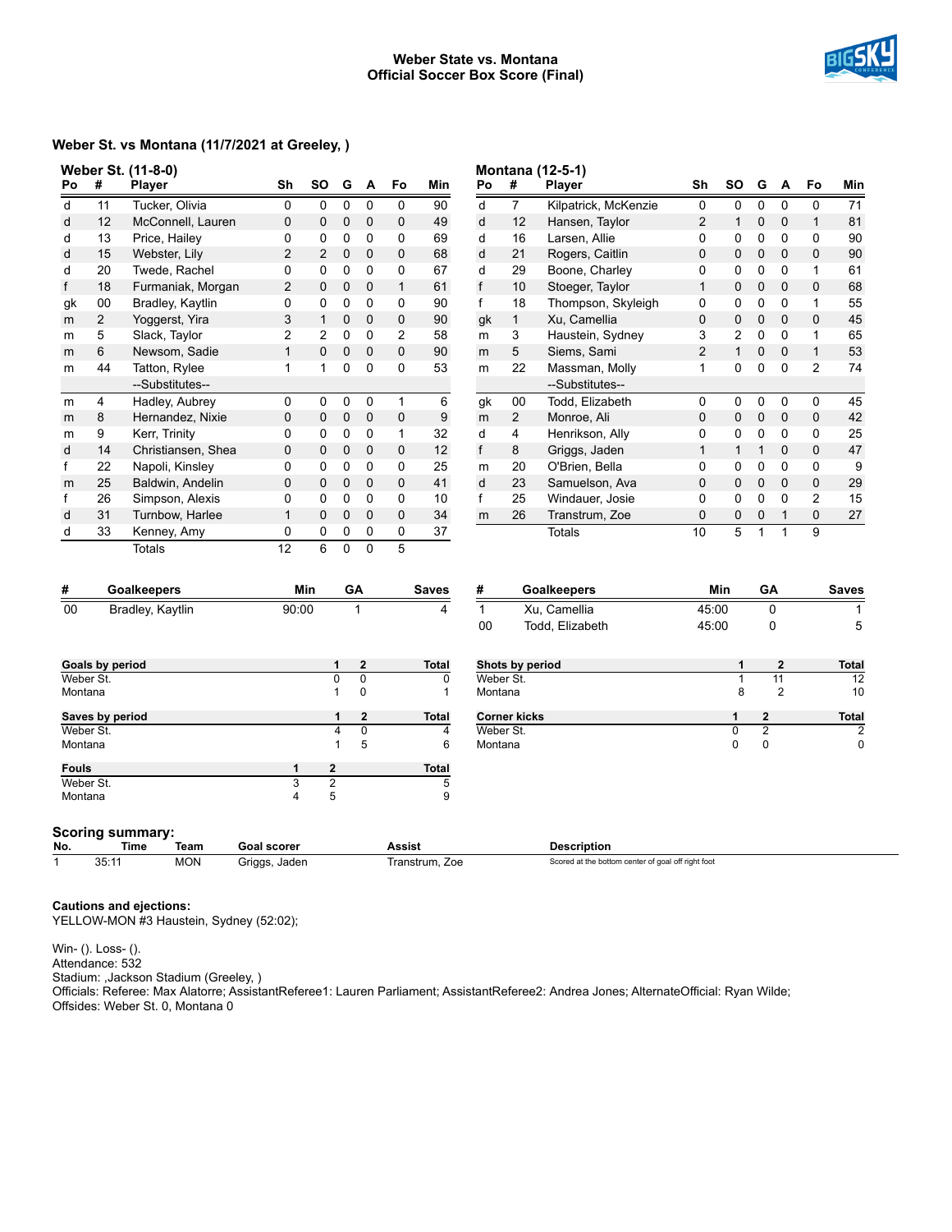# Weber State vs. Montana
## Official Soccer Box Score (Final)

### Weber St. vs Montana (11/7/2021 at Greeley, )

**Weber St. (11-8-0)**

| Po | # | Player | Sh | SO | G | A | Fo | Min |
|---|---|---|---|---|---|---|---|---|
| d | 11 | Tucker, Olivia | 0 | 0 | 0 | 0 | 0 | 90 |
| d | 12 | McConnell, Lauren | 0 | 0 | 0 | 0 | 0 | 49 |
| d | 13 | Price, Hailey | 0 | 0 | 0 | 0 | 0 | 69 |
| d | 15 | Webster, Lily | 2 | 2 | 0 | 0 | 0 | 68 |
| d | 20 | Twede, Rachel | 0 | 0 | 0 | 0 | 0 | 67 |
| f | 18 | Furmaniak, Morgan | 2 | 0 | 0 | 0 | 1 | 61 |
| gk | 00 | Bradley, Kaytlin | 0 | 0 | 0 | 0 | 0 | 90 |
| m | 2 | Yoggerst, Yira | 3 | 1 | 0 | 0 | 0 | 90 |
| m | 5 | Slack, Taylor | 2 | 2 | 0 | 0 | 2 | 58 |
| m | 6 | Newsom, Sadie | 1 | 0 | 0 | 0 | 0 | 90 |
| m | 44 | Tatton, Rylee | 1 | 1 | 0 | 0 | 0 | 53 |
| | | --Substitutes-- | | | | | | |
| m | 4 | Hadley, Aubrey | 0 | 0 | 0 | 0 | 1 | 6 |
| m | 8 | Hernandez, Nixie | 0 | 0 | 0 | 0 | 0 | 9 |
| m | 9 | Kerr, Trinity | 0 | 0 | 0 | 0 | 1 | 32 |
| d | 14 | Christiansen, Shea | 0 | 0 | 0 | 0 | 0 | 12 |
| f | 22 | Napoli, Kinsley | 0 | 0 | 0 | 0 | 0 | 25 |
| m | 25 | Baldwin, Andelin | 0 | 0 | 0 | 0 | 0 | 41 |
| f | 26 | Simpson, Alexis | 0 | 0 | 0 | 0 | 0 | 10 |
| d | 31 | Turnbow, Harlee | 1 | 0 | 0 | 0 | 0 | 34 |
| d | 33 | Kenney, Amy | 0 | 0 | 0 | 0 | 0 | 37 |
| | | Totals | 12 | 6 | 0 | 0 | 5 | |

**Montana (12-5-1)**

| Po | # | Player | Sh | SO | G | A | Fo | Min |
|---|---|---|---|---|---|---|---|---|
| d | 7 | Kilpatrick, McKenzie | 0 | 0 | 0 | 0 | 0 | 71 |
| d | 12 | Hansen, Taylor | 2 | 1 | 0 | 0 | 1 | 81 |
| d | 16 | Larsen, Allie | 0 | 0 | 0 | 0 | 0 | 90 |
| d | 21 | Rogers, Caitlin | 0 | 0 | 0 | 0 | 0 | 90 |
| d | 29 | Boone, Charley | 0 | 0 | 0 | 0 | 1 | 61 |
| f | 10 | Stoeger, Taylor | 1 | 0 | 0 | 0 | 0 | 68 |
| f | 18 | Thompson, Skyleigh | 0 | 0 | 0 | 0 | 1 | 55 |
| gk | 1 | Xu, Camellia | 0 | 0 | 0 | 0 | 0 | 45 |
| m | 3 | Haustein, Sydney | 3 | 2 | 0 | 0 | 1 | 65 |
| m | 5 | Siems, Sami | 2 | 1 | 0 | 0 | 1 | 53 |
| m | 22 | Massman, Molly | 1 | 0 | 0 | 0 | 2 | 74 |
| | | --Substitutes-- | | | | | | |
| gk | 00 | Todd, Elizabeth | 0 | 0 | 0 | 0 | 0 | 45 |
| m | 2 | Monroe, Ali | 0 | 0 | 0 | 0 | 0 | 42 |
| d | 4 | Henrikson, Ally | 0 | 0 | 0 | 0 | 0 | 25 |
| f | 8 | Griggs, Jaden | 1 | 1 | 1 | 0 | 0 | 47 |
| m | 20 | O'Brien, Bella | 0 | 0 | 0 | 0 | 0 | 9 |
| d | 23 | Samuelson, Ava | 0 | 0 | 0 | 0 | 0 | 29 |
| f | 25 | Windauer, Josie | 0 | 0 | 0 | 0 | 2 | 15 |
| m | 26 | Transtrum, Zoe | 0 | 0 | 0 | 1 | 0 | 27 |
| | | Totals | 10 | 5 | 1 | 1 | 9 | |

| # | Goalkeepers | Min | GA | Saves |
|---|---|---|---|---|
| 00 | Bradley, Kaytlin | 90:00 | 1 | 4 |

| # | Goalkeepers | Min | GA | Saves |
|---|---|---|---|---|
| 1 | Xu, Camellia | 45:00 | 0 | 1 |
| 00 | Todd, Elizabeth | 45:00 | 0 | 5 |

| Goals by period | 1 | 2 | Total |
|---|---|---|---|
| Weber St. | 0 | 0 | 0 |
| Montana | 1 | 0 | 1 |

| Shots by period | 1 | 2 | Total |
|---|---|---|---|
| Weber St. | 1 | 11 | 12 |
| Montana | 8 | 2 | 10 |

| Saves by period | 1 | 2 | Total |
|---|---|---|---|
| Weber St. | 4 | 0 | 4 |
| Montana | 1 | 5 | 6 |

| Corner kicks | 1 | 2 | Total |
|---|---|---|---|
| Weber St. | 0 | 2 | 2 |
| Montana | 0 | 0 | 0 |

| Fouls | 1 | 2 | Total |
|---|---|---|---|
| Weber St. | 3 | 2 | 5 |
| Montana | 4 | 5 | 9 |

### Scoring summary:

| No. | Time | Team | Goal scorer | Assist | Description |
|---|---|---|---|---|---|
| 1 | 35:11 | MON | Griggs, Jaden | Transtrum, Zoe | Scored at the bottom center of goal off right foot |

**Cautions and ejections:**
YELLOW-MON #3 Haustein, Sydney (52:02);

Win- (). Loss- ().
Attendance: 532
Stadium: ,Jackson Stadium (Greeley, )
Officials: Referee: Max Alatorre; AssistantReferee1: Lauren Parliament; AssistantReferee2: Andrea Jones; AlternateOfficial: Ryan Wilde;
Offsides: Weber St. 0, Montana 0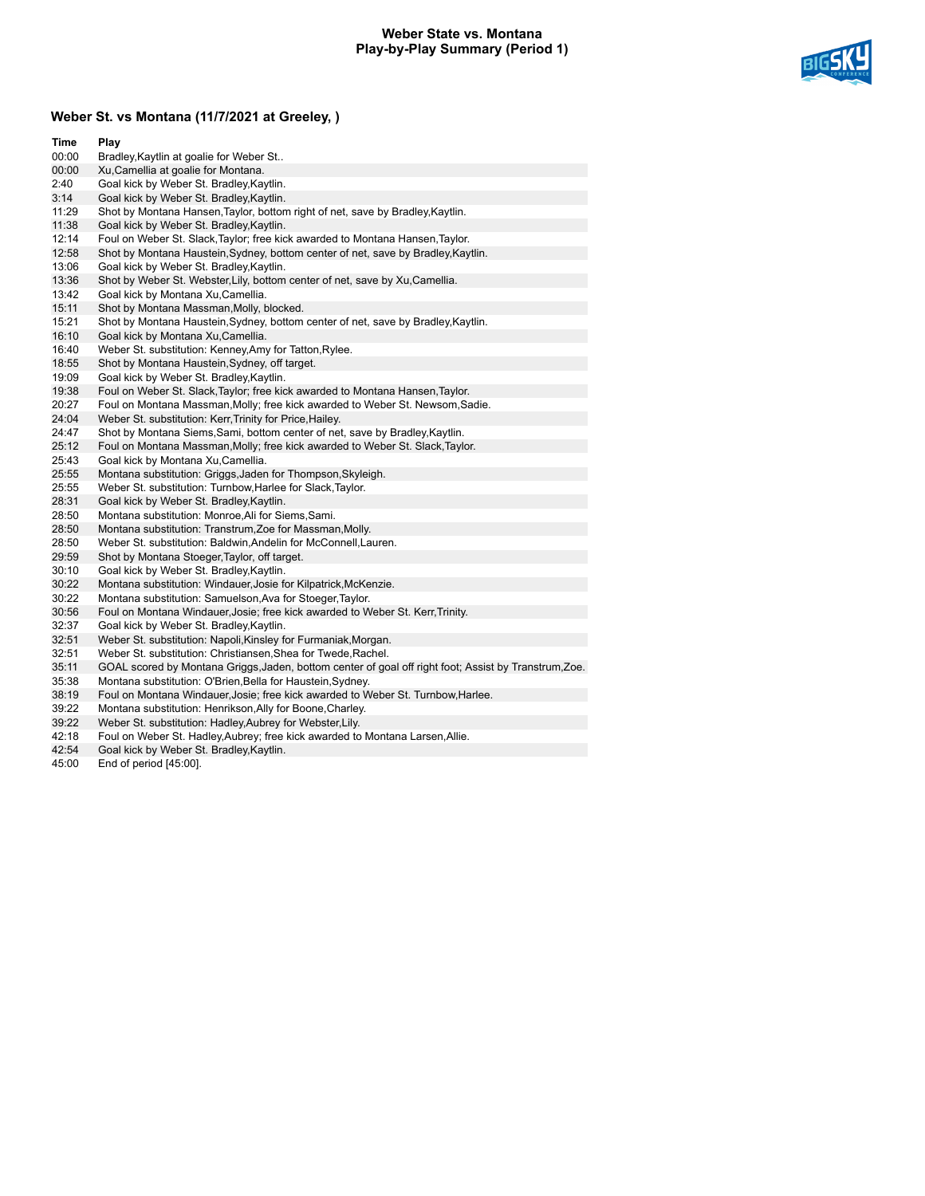# Weber State vs. Montana
## Play-by-Play Summary (Period 1)

### Weber St. vs Montana (11/7/2021 at Greeley, )

| Time | Play |
|---|---|
| 00:00 | Bradley,Kaytlin at goalie for Weber St.. |
| 00:00 | Xu,Camellia at goalie for Montana. |
| 2:40 | Goal kick by Weber St. Bradley,Kaytlin. |
| 3:14 | Goal kick by Weber St. Bradley,Kaytlin. |
| 11:29 | Shot by Montana Hansen,Taylor, bottom right of net, save by Bradley,Kaytlin. |
| 11:38 | Goal kick by Weber St. Bradley,Kaytlin. |
| 12:14 | Foul on Weber St. Slack,Taylor; free kick awarded to Montana Hansen,Taylor. |
| 12:58 | Shot by Montana Haustein,Sydney, bottom center of net, save by Bradley,Kaytlin. |
| 13:06 | Goal kick by Weber St. Bradley,Kaytlin. |
| 13:36 | Shot by Weber St. Webster,Lily, bottom center of net, save by Xu,Camellia. |
| 13:42 | Goal kick by Montana Xu,Camellia. |
| 15:11 | Shot by Montana Massman,Molly, blocked. |
| 15:21 | Shot by Montana Haustein,Sydney, bottom center of net, save by Bradley,Kaytlin. |
| 16:10 | Goal kick by Montana Xu,Camellia. |
| 16:40 | Weber St. substitution: Kenney,Amy for Tatton,Rylee. |
| 18:55 | Shot by Montana Haustein,Sydney, off target. |
| 19:09 | Goal kick by Weber St. Bradley,Kaytlin. |
| 19:38 | Foul on Weber St. Slack,Taylor; free kick awarded to Montana Hansen,Taylor. |
| 20:27 | Foul on Montana Massman,Molly; free kick awarded to Weber St. Newsom,Sadie. |
| 24:04 | Weber St. substitution: Kerr,Trinity for Price,Hailey. |
| 24:47 | Shot by Montana Siems,Sami, bottom center of net, save by Bradley,Kaytlin. |
| 25:12 | Foul on Montana Massman,Molly; free kick awarded to Weber St. Slack,Taylor. |
| 25:43 | Goal kick by Montana Xu,Camellia. |
| 25:55 | Montana substitution: Griggs,Jaden for Thompson,Skyleigh. |
| 25:55 | Weber St. substitution: Turnbow,Harlee for Slack,Taylor. |
| 28:31 | Goal kick by Weber St. Bradley,Kaytlin. |
| 28:50 | Montana substitution: Monroe,Ali for Siems,Sami. |
| 28:50 | Montana substitution: Transtrum,Zoe for Massman,Molly. |
| 28:50 | Weber St. substitution: Baldwin,Andelin for McConnell,Lauren. |
| 29:59 | Shot by Montana Stoeger,Taylor, off target. |
| 30:10 | Goal kick by Weber St. Bradley,Kaytlin. |
| 30:22 | Montana substitution: Windauer,Josie for Kilpatrick,McKenzie. |
| 30:22 | Montana substitution: Samuelson,Ava for Stoeger,Taylor. |
| 30:56 | Foul on Montana Windauer,Josie; free kick awarded to Weber St. Kerr,Trinity. |
| 32:37 | Goal kick by Weber St. Bradley,Kaytlin. |
| 32:51 | Weber St. substitution: Napoli,Kinsley for Furmaniak,Morgan. |
| 32:51 | Weber St. substitution: Christiansen,Shea for Twede,Rachel. |
| 35:11 | GOAL scored by Montana Griggs,Jaden, bottom center of goal off right foot; Assist by Transtrum,Zoe. |
| 35:38 | Montana substitution: O'Brien,Bella for Haustein,Sydney. |
| 38:19 | Foul on Montana Windauer,Josie; free kick awarded to Weber St. Turnbow,Harlee. |
| 39:22 | Montana substitution: Henrikson,Ally for Boone,Charley. |
| 39:22 | Weber St. substitution: Hadley,Aubrey for Webster,Lily. |
| 42:18 | Foul on Weber St. Hadley,Aubrey; free kick awarded to Montana Larsen,Allie. |
| 42:54 | Goal kick by Weber St. Bradley,Kaytlin. |
| 45:00 | End of period [45:00]. |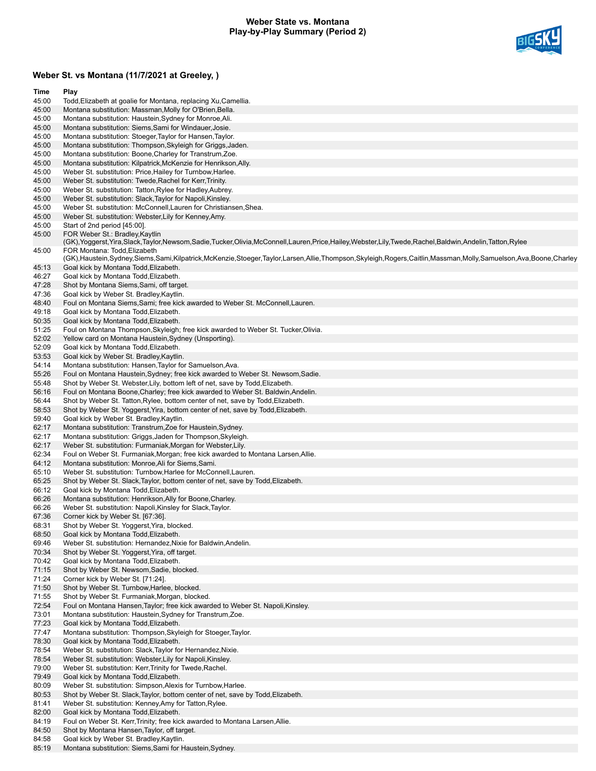# Weber State vs. Montana
## Play-by-Play Summary (Period 2)

### Weber St. vs Montana (11/7/2021 at Greeley, )

| Time | Play |
|---|---|
| 45:00 | Todd,Elizabeth at goalie for Montana, replacing Xu,Camellia. |
| 45:00 | Montana substitution: Massman,Molly for O'Brien,Bella. |
| 45:00 | Montana substitution: Haustein,Sydney for Monroe,Ali. |
| 45:00 | Montana substitution: Siems,Sami for Windauer,Josie. |
| 45:00 | Montana substitution: Stoeger,Taylor for Hansen,Taylor. |
| 45:00 | Montana substitution: Thompson,Skyleigh for Griggs,Jaden. |
| 45:00 | Montana substitution: Boone,Charley for Transtrum,Zoe. |
| 45:00 | Montana substitution: Kilpatrick,McKenzie for Henrikson,Ally. |
| 45:00 | Weber St. substitution: Price,Hailey for Turnbow,Harlee. |
| 45:00 | Weber St. substitution: Twede,Rachel for Kerr,Trinity. |
| 45:00 | Weber St. substitution: Tatton,Rylee for Hadley,Aubrey. |
| 45:00 | Weber St. substitution: Slack,Taylor for Napoli,Kinsley. |
| 45:00 | Weber St. substitution: McConnell,Lauren for Christiansen,Shea. |
| 45:00 | Weber St. substitution: Webster,Lily for Kenney,Amy. |
| 45:00 | Start of 2nd period [45:00]. |
| 45:00 | FOR Weber St.: Bradley,Kaytlin (GK),Yoggerst,Yira,Slack,Taylor,Newsom,Sadie,Tucker,Olivia,McConnell,Lauren,Price,Hailey,Webster,Lily,Twede,Rachel,Baldwin,Andelin,Tatton,Rylee |
| 45:00 | FOR Montana: Todd,Elizabeth (GK),Haustein,Sydney,Siems,Sami,Kilpatrick,McKenzie,Stoeger,Taylor,Larsen,Allie,Thompson,Skyleigh,Rogers,Caitlin,Massman,Molly,Samuelson,Ava,Boone,Charley |
| 45:13 | Goal kick by Montana Todd,Elizabeth. |
| 46:27 | Goal kick by Montana Todd,Elizabeth. |
| 47:28 | Shot by Montana Siems,Sami, off target. |
| 47:36 | Goal kick by Weber St. Bradley,Kaytlin. |
| 48:40 | Foul on Montana Siems,Sami; free kick awarded to Weber St. McConnell,Lauren. |
| 49:18 | Goal kick by Montana Todd,Elizabeth. |
| 50:35 | Goal kick by Montana Todd,Elizabeth. |
| 51:25 | Foul on Montana Thompson,Skyleigh; free kick awarded to Weber St. Tucker,Olivia. |
| 52:02 | Yellow card on Montana Haustein,Sydney (Unsporting). |
| 52:09 | Goal kick by Montana Todd,Elizabeth. |
| 53:53 | Goal kick by Weber St. Bradley,Kaytlin. |
| 54:14 | Montana substitution: Hansen,Taylor for Samuelson,Ava. |
| 55:26 | Foul on Montana Haustein,Sydney; free kick awarded to Weber St. Newsom,Sadie. |
| 55:48 | Shot by Weber St. Webster,Lily, bottom left of net, save by Todd,Elizabeth. |
| 56:16 | Foul on Montana Boone,Charley; free kick awarded to Weber St. Baldwin,Andelin. |
| 56:44 | Shot by Weber St. Tatton,Rylee, bottom center of net, save by Todd,Elizabeth. |
| 58:53 | Shot by Weber St. Yoggerst,Yira, bottom center of net, save by Todd,Elizabeth. |
| 59:40 | Goal kick by Weber St. Bradley,Kaytlin. |
| 62:17 | Montana substitution: Transtrum,Zoe for Haustein,Sydney. |
| 62:17 | Montana substitution: Griggs,Jaden for Thompson,Skyleigh. |
| 62:17 | Weber St. substitution: Furmaniak,Morgan for Webster,Lily. |
| 62:34 | Foul on Weber St. Furmaniak,Morgan; free kick awarded to Montana Larsen,Allie. |
| 64:12 | Montana substitution: Monroe,Ali for Siems,Sami. |
| 65:10 | Weber St. substitution: Turnbow,Harlee for McConnell,Lauren. |
| 65:25 | Shot by Weber St. Slack,Taylor, bottom center of net, save by Todd,Elizabeth. |
| 66:12 | Goal kick by Montana Todd,Elizabeth. |
| 66:26 | Montana substitution: Henrikson,Ally for Boone,Charley. |
| 66:26 | Weber St. substitution: Napoli,Kinsley for Slack,Taylor. |
| 67:36 | Corner kick by Weber St. [67:36]. |
| 68:31 | Shot by Weber St. Yoggerst,Yira, blocked. |
| 68:50 | Goal kick by Montana Todd,Elizabeth. |
| 69:46 | Weber St. substitution: Hernandez,Nixie for Baldwin,Andelin. |
| 70:34 | Shot by Weber St. Yoggerst,Yira, off target. |
| 70:42 | Goal kick by Montana Todd,Elizabeth. |
| 71:15 | Shot by Weber St. Newsom,Sadie, blocked. |
| 71:24 | Corner kick by Weber St. [71:24]. |
| 71:50 | Shot by Weber St. Turnbow,Harlee, blocked. |
| 71:55 | Shot by Weber St. Furmaniak,Morgan, blocked. |
| 72:54 | Foul on Montana Hansen,Taylor; free kick awarded to Weber St. Napoli,Kinsley. |
| 73:01 | Montana substitution: Haustein,Sydney for Transtrum,Zoe. |
| 77:23 | Goal kick by Montana Todd,Elizabeth. |
| 77:47 | Montana substitution: Thompson,Skyleigh for Stoeger,Taylor. |
| 78:30 | Goal kick by Montana Todd,Elizabeth. |
| 78:54 | Weber St. substitution: Slack,Taylor for Hernandez,Nixie. |
| 78:54 | Weber St. substitution: Webster,Lily for Napoli,Kinsley. |
| 79:00 | Weber St. substitution: Kerr,Trinity for Twede,Rachel. |
| 79:49 | Goal kick by Montana Todd,Elizabeth. |
| 80:09 | Weber St. substitution: Simpson,Alexis for Turnbow,Harlee. |
| 80:53 | Shot by Weber St. Slack,Taylor, bottom center of net, save by Todd,Elizabeth. |
| 81:41 | Weber St. substitution: Kenney,Amy for Tatton,Rylee. |
| 82:00 | Goal kick by Montana Todd,Elizabeth. |
| 84:19 | Foul on Weber St. Kerr,Trinity; free kick awarded to Montana Larsen,Allie. |
| 84:50 | Shot by Montana Hansen,Taylor, off target. |
| 84:58 | Goal kick by Weber St. Bradley,Kaytlin. |
| 85:19 | Montana substitution: Siems,Sami for Haustein,Sydney. |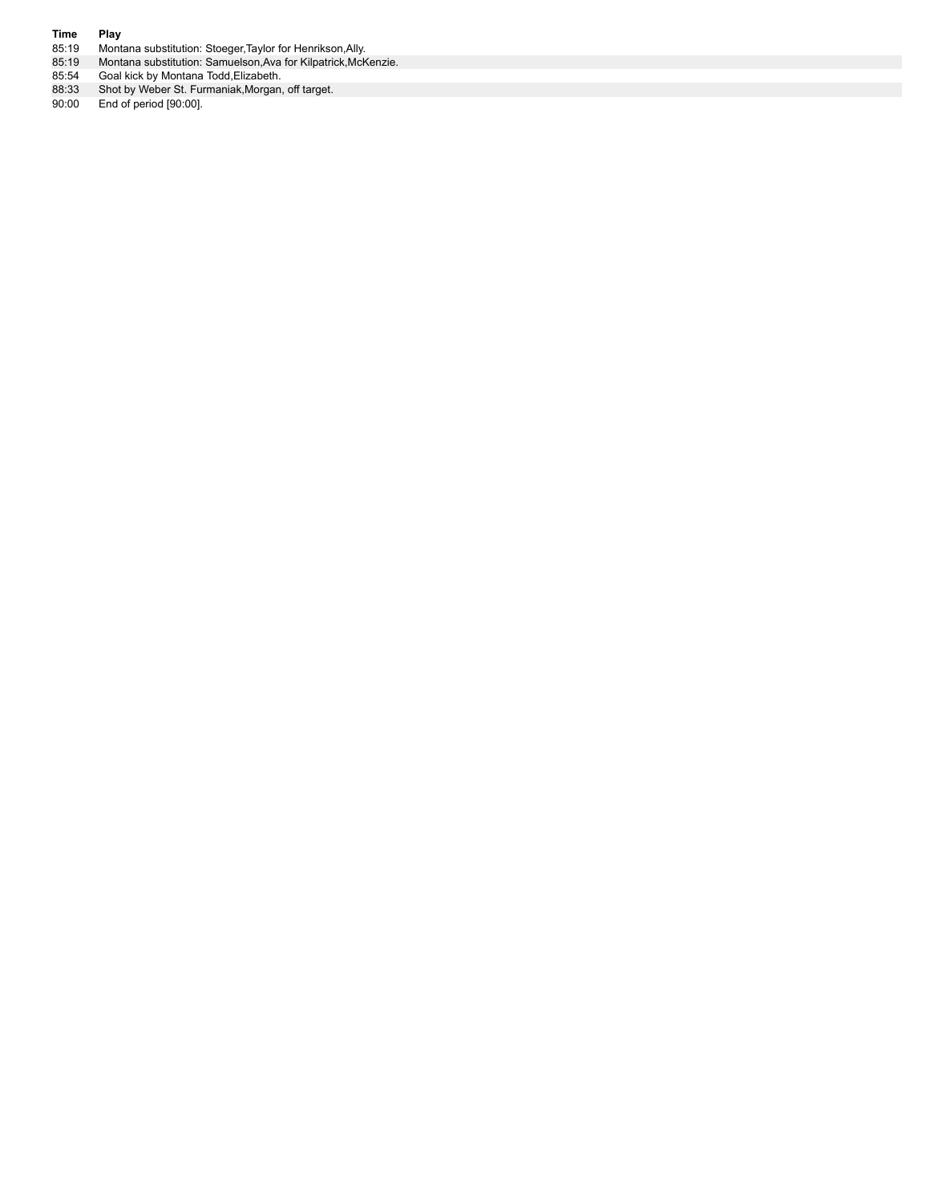| Time | Play |
| --- | --- |
| 85:19 | Montana substitution: Stoeger,Taylor for Henrikson,Ally. |
| 85:19 | Montana substitution: Samuelson,Ava for Kilpatrick,McKenzie. |
| 85:54 | Goal kick by Montana Todd,Elizabeth. |
| 88:33 | Shot by Weber St. Furmaniak,Morgan, off target. |
| 90:00 | End of period [90:00]. |